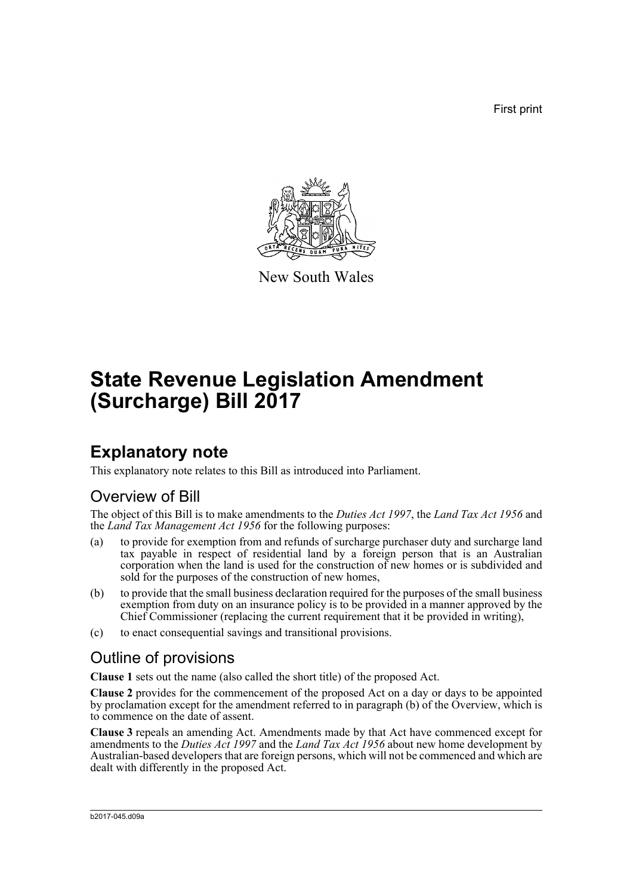First print

New South Wales

# State Revenue Legislation Amendment (Surcharge) Bill 2017

## Explanatory note

This explanatory note relates to this Bill as introduced into Parliament.

### Overview of Bill

The object of this Bill is to make amendments to the *Duties Act 1997*, the *Land Tax Act 1956* and the *Land Tax Management Act 1956* for the following purposes:

(a) to provide for exemption from and refunds of surcharge purchaser duty and surcharge land tax payable in respect of residential land by a foreign person that is an Australian corporation when the land is used for the construction of new homes or is subdivided and sold for the purposes of the construction of new homes,

(b) to provide that the small business declaration required for the purposes of the small business exemption from duty on an insurance policy is to be provided in a manner approved by the Chief Commissioner (replacing the current requirement that it be provided in writing),

(c) to enact consequential savings and transitional provisions.

### Outline of provisions

**Clause 1** sets out the name (also called the short title) of the proposed Act.

**Clause 2** provides for the commencement of the proposed Act on a day or days to be appointed by proclamation except for the amendment referred to in paragraph (b) of the Overview, which is to commence on the date of assent.

**Clause 3** repeals an amending Act. Amendments made by that Act have commenced except for amendments to the *Duties Act 1997* and the *Land Tax Act 1956* about new home development by Australian-based developers that are foreign persons, which will not be commenced and which are dealt with differently in the proposed Act.

b2017-045.d09a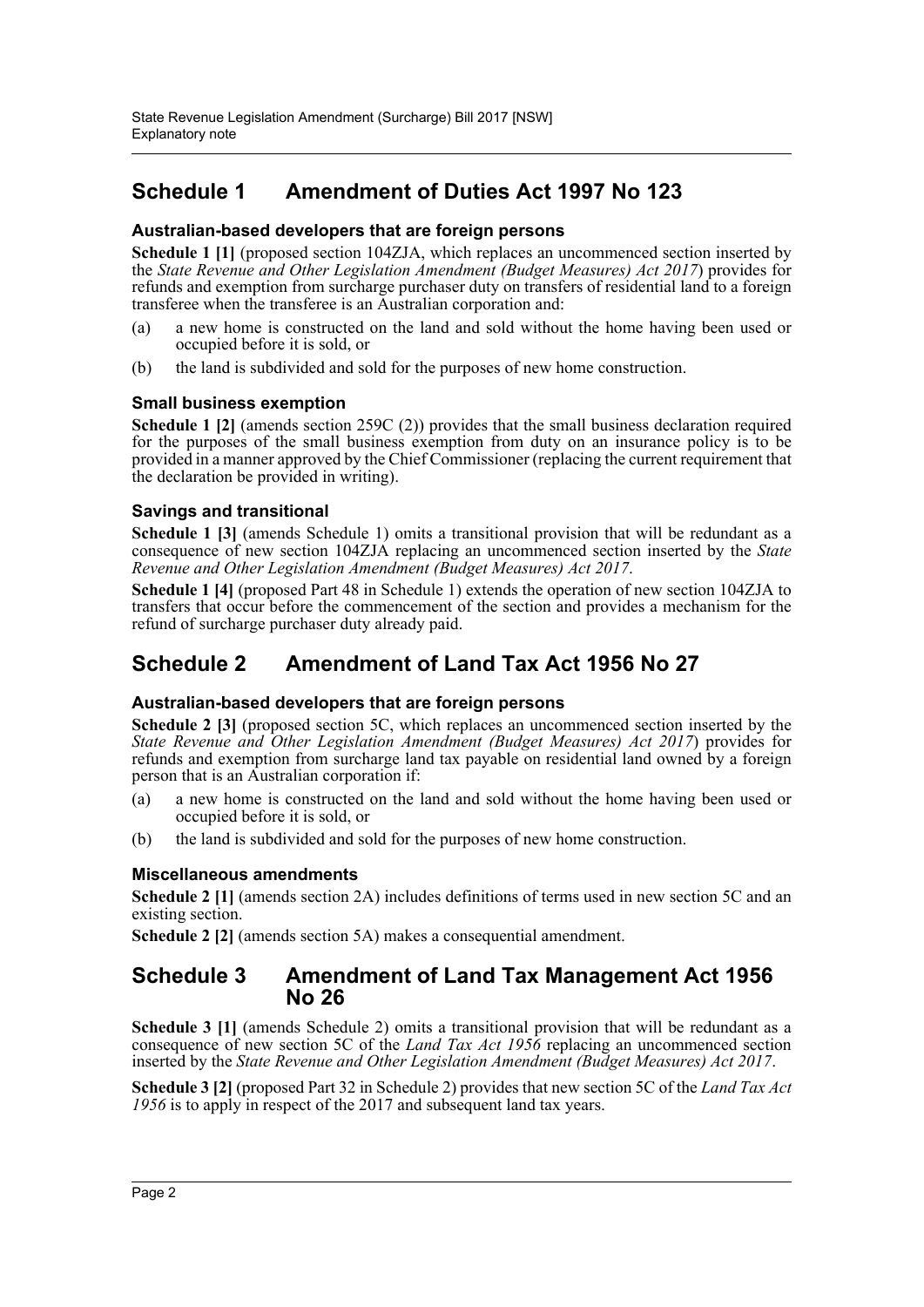## Schedule 1 Amendment of Duties Act 1997 No 123

### Australian-based developers that are foreign persons

**Schedule 1 [1]** (proposed section 104ZJA, which replaces an uncommenced section inserted by the *State Revenue and Other Legislation Amendment (Budget Measures) Act 2017*) provides for refunds and exemption from surcharge purchaser duty on transfers of residential land to a foreign transferee when the transferee is an Australian corporation and:

(a) a new home is constructed on the land and sold without the home having been used or occupied before it is sold, or

(b) the land is subdivided and sold for the purposes of new home construction.

### Small business exemption

**Schedule 1 [2]** (amends section 259C (2)) provides that the small business declaration required for the purposes of the small business exemption from duty on an insurance policy is to be provided in a manner approved by the Chief Commissioner (replacing the current requirement that the declaration be provided in writing).

### Savings and transitional

**Schedule 1 [3]** (amends Schedule 1) omits a transitional provision that will be redundant as a consequence of new section 104ZJA replacing an uncommenced section inserted by the *State Revenue and Other Legislation Amendment (Budget Measures) Act 2017*.

**Schedule 1 [4]** (proposed Part 48 in Schedule 1) extends the operation of new section 104ZJA to transfers that occur before the commencement of the section and provides a mechanism for the refund of surcharge purchaser duty already paid.

## Schedule 2 Amendment of Land Tax Act 1956 No 27

### Australian-based developers that are foreign persons

**Schedule 2 [3]** (proposed section 5C, which replaces an uncommenced section inserted by the *State Revenue and Other Legislation Amendment (Budget Measures) Act 2017*) provides for refunds and exemption from surcharge land tax payable on residential land owned by a foreign person that is an Australian corporation if:

(a) a new home is constructed on the land and sold without the home having been used or occupied before it is sold, or

(b) the land is subdivided and sold for the purposes of new home construction.

### Miscellaneous amendments

**Schedule 2 [1]** (amends section 2A) includes definitions of terms used in new section 5C and an existing section.

**Schedule 2 [2]** (amends section 5A) makes a consequential amendment.

## Schedule 3 Amendment of Land Tax Management Act 1956 No 26

**Schedule 3 [1]** (amends Schedule 2) omits a transitional provision that will be redundant as a consequence of new section 5C of the *Land Tax Act 1956* replacing an uncommenced section inserted by the *State Revenue and Other Legislation Amendment (Budget Measures) Act 2017*.

**Schedule 3 [2]** (proposed Part 32 in Schedule 2) provides that new section 5C of the *Land Tax Act 1956* is to apply in respect of the 2017 and subsequent land tax years.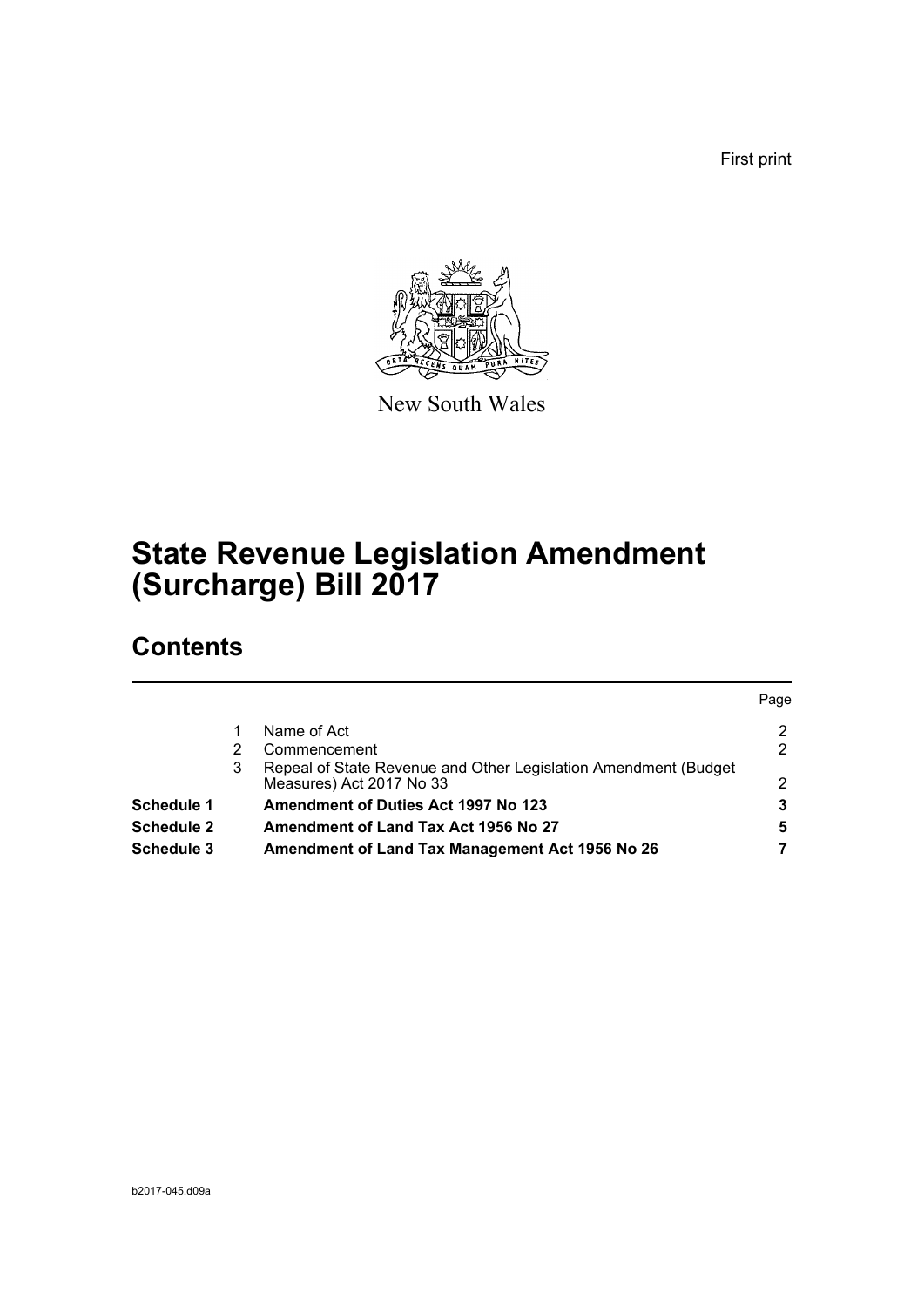First print

New South Wales

# State Revenue Legislation Amendment (Surcharge) Bill 2017

## Contents

| | | | Page |
|---|---|---|---|
| | 1 | Name of Act | 2 |
| | 2 | Commencement | 2 |
| | 3 | Repeal of State Revenue and Other Legislation Amendment (Budget Measures) Act 2017 No 33 | 2 |
| **Schedule 1** | | **Amendment of Duties Act 1997 No 123** | **3** |
| **Schedule 2** | | **Amendment of Land Tax Act 1956 No 27** | **5** |
| **Schedule 3** | | **Amendment of Land Tax Management Act 1956 No 26** | **7** |

b2017-045.d09a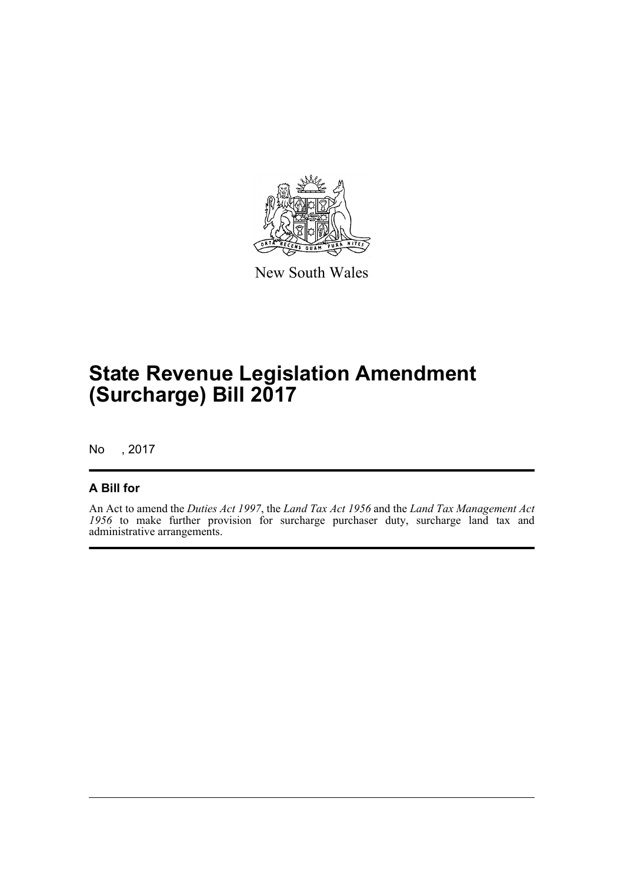New South Wales

# State Revenue Legislation Amendment (Surcharge) Bill 2017

No , 2017

## A Bill for

An Act to amend the *Duties Act 1997*, the *Land Tax Act 1956* and the *Land Tax Management Act 1956* to make further provision for surcharge purchaser duty, surcharge land tax and administrative arrangements.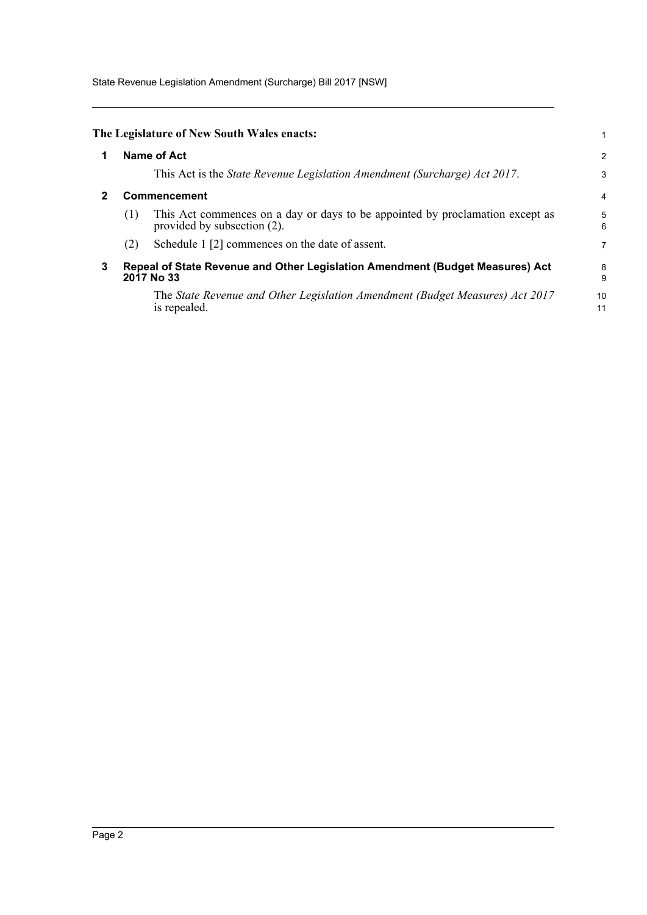**The Legislature of New South Wales enacts:**

## 1 Name of Act

This Act is the *State Revenue Legislation Amendment (Surcharge) Act 2017*.

## 2 Commencement

(1) This Act commences on a day or days to be appointed by proclamation except as provided by subsection (2).

(2) Schedule 1 [2] commences on the date of assent.

## 3 Repeal of State Revenue and Other Legislation Amendment (Budget Measures) Act 2017 No 33

The *State Revenue and Other Legislation Amendment (Budget Measures) Act 2017* is repealed.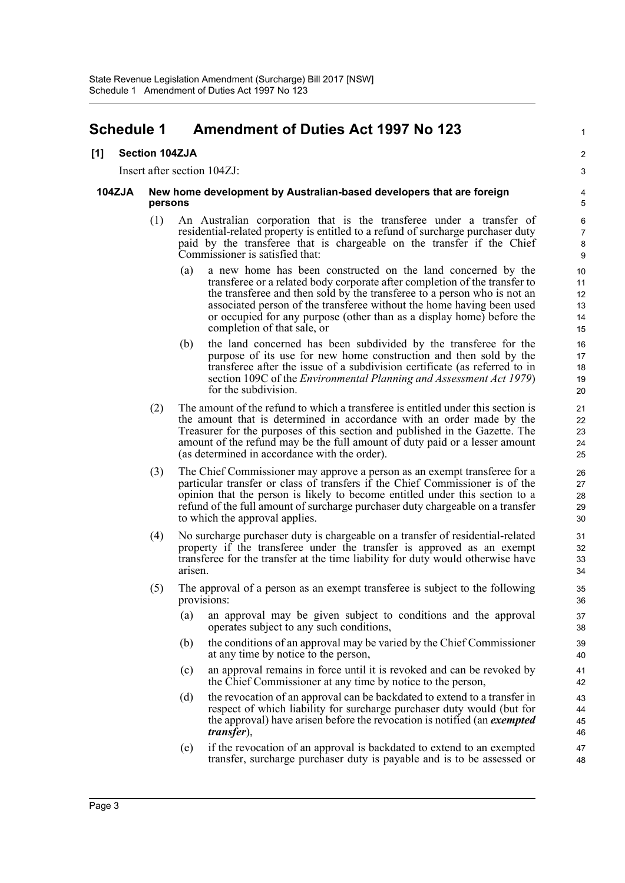# Schedule 1 Amendment of Duties Act 1997 No 123

## [1] Section 104ZJA

Insert after section 104ZJ:

### 104ZJA New home development by Australian-based developers that are foreign persons

(1) An Australian corporation that is the transferee under a transfer of residential-related property is entitled to a refund of surcharge purchaser duty paid by the transferee that is chargeable on the transfer if the Chief Commissioner is satisfied that:

- (a) a new home has been constructed on the land concerned by the transferee or a related body corporate after completion of the transfer to the transferee and then sold by the transferee to a person who is not an associated person of the transferee without the home having been used or occupied for any purpose (other than as a display home) before the completion of that sale, or
- (b) the land concerned has been subdivided by the transferee for the purpose of its use for new home construction and then sold by the transferee after the issue of a subdivision certificate (as referred to in section 109C of the *Environmental Planning and Assessment Act 1979*) for the subdivision.

(2) The amount of the refund to which a transferee is entitled under this section is the amount that is determined in accordance with an order made by the Treasurer for the purposes of this section and published in the Gazette. The amount of the refund may be the full amount of duty paid or a lesser amount (as determined in accordance with the order).

(3) The Chief Commissioner may approve a person as an exempt transferee for a particular transfer or class of transfers if the Chief Commissioner is of the opinion that the person is likely to become entitled under this section to a refund of the full amount of surcharge purchaser duty chargeable on a transfer to which the approval applies.

(4) No surcharge purchaser duty is chargeable on a transfer of residential-related property if the transferee under the transfer is approved as an exempt transferee for the transfer at the time liability for duty would otherwise have arisen.

(5) The approval of a person as an exempt transferee is subject to the following provisions:

- (a) an approval may be given subject to conditions and the approval operates subject to any such conditions,
- (b) the conditions of an approval may be varied by the Chief Commissioner at any time by notice to the person,
- (c) an approval remains in force until it is revoked and can be revoked by the Chief Commissioner at any time by notice to the person,
- (d) the revocation of an approval can be backdated to extend to a transfer in respect of which liability for surcharge purchaser duty would (but for the approval) have arisen before the revocation is notified (an ***exempted transfer***),
- (e) if the revocation of an approval is backdated to extend to an exempted transfer, surcharge purchaser duty is payable and is to be assessed or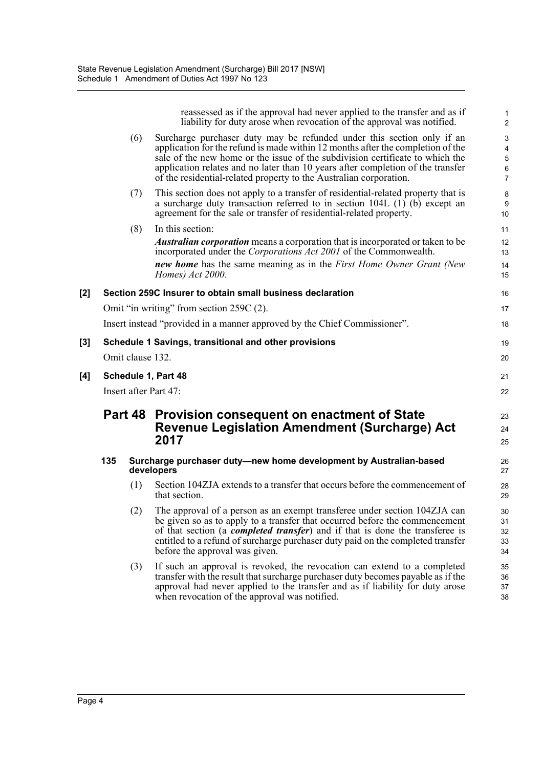reassessed as if the approval had never applied to the transfer and as if liability for duty arose when revocation of the approval was notified.

(6) Surcharge purchaser duty may be refunded under this section only if an application for the refund is made within 12 months after the completion of the sale of the new home or the issue of the subdivision certificate to which the application relates and no later than 10 years after completion of the transfer of the residential-related property to the Australian corporation.

(7) This section does not apply to a transfer of residential-related property that is a surcharge duty transaction referred to in section 104L (1) (b) except an agreement for the sale or transfer of residential-related property.

(8) In this section:

***Australian corporation*** means a corporation that is incorporated or taken to be incorporated under the *Corporations Act 2001* of the Commonwealth.

***new home*** has the same meaning as in the *First Home Owner Grant (New Homes) Act 2000*.

**[2] Section 259C Insurer to obtain small business declaration**

Omit "in writing" from section 259C (2).

Insert instead "provided in a manner approved by the Chief Commissioner".

**[3] Schedule 1 Savings, transitional and other provisions**

Omit clause 132.

**[4] Schedule 1, Part 48**

Insert after Part 47:

## Part 48 Provision consequent on enactment of State Revenue Legislation Amendment (Surcharge) Act 2017

**135 Surcharge purchaser duty—new home development by Australian-based developers**

(1) Section 104ZJA extends to a transfer that occurs before the commencement of that section.

(2) The approval of a person as an exempt transferee under section 104ZJA can be given so as to apply to a transfer that occurred before the commencement of that section (a ***completed transfer***) and if that is done the transferee is entitled to a refund of surcharge purchaser duty paid on the completed transfer before the approval was given.

(3) If such an approval is revoked, the revocation can extend to a completed transfer with the result that surcharge purchaser duty becomes payable as if the approval had never applied to the transfer and as if liability for duty arose when revocation of the approval was notified.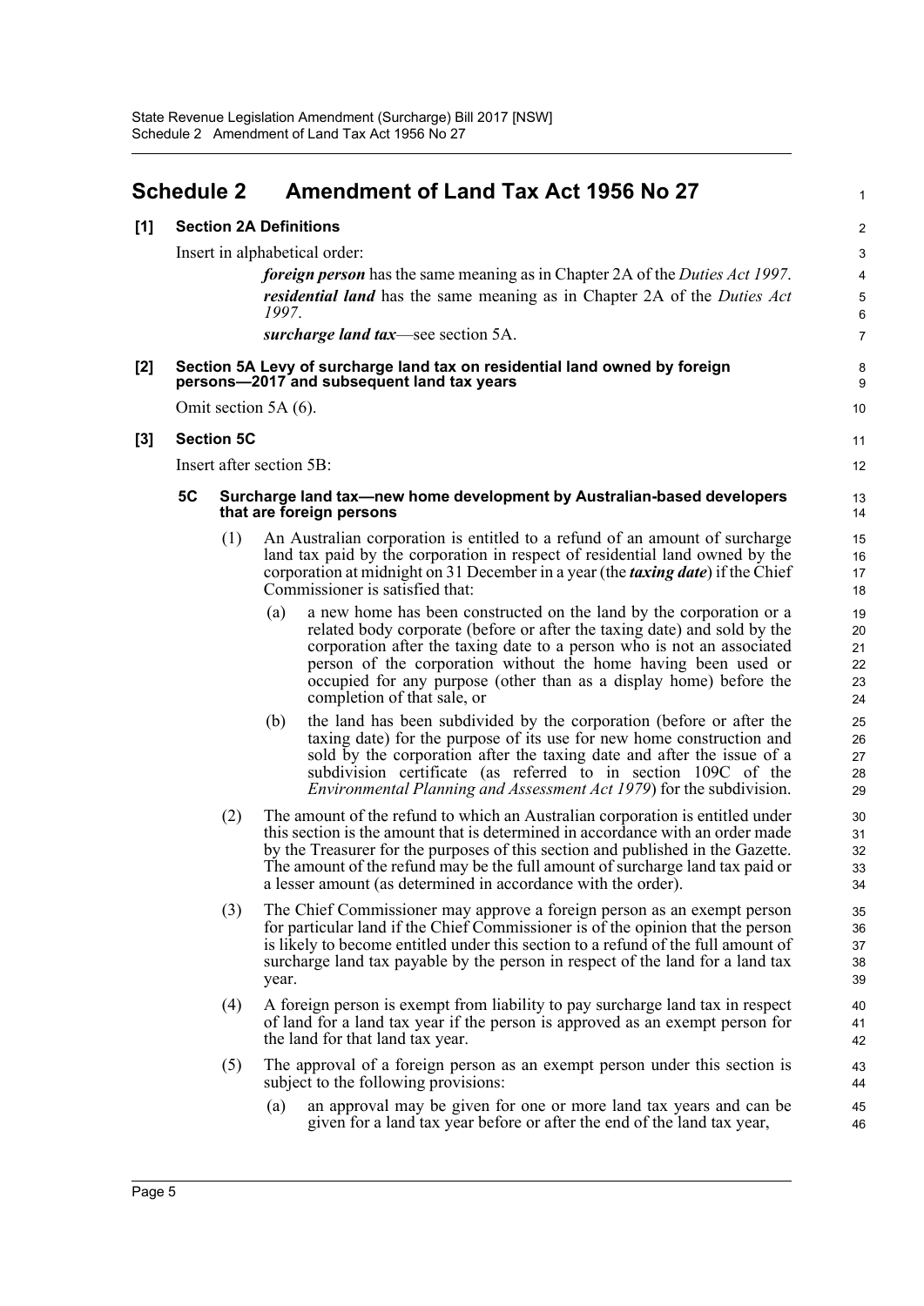## Schedule 2 Amendment of Land Tax Act 1956 No 27

**[1] Section 2A Definitions**

Insert in alphabetical order:

> ***foreign person*** has the same meaning as in Chapter 2A of the *Duties Act 1997*.
>
> ***residential land*** has the same meaning as in Chapter 2A of the *Duties Act 1997*.
>
> ***surcharge land tax***—see section 5A.

**[2] Section 5A Levy of surcharge land tax on residential land owned by foreign persons—2017 and subsequent land tax years**

Omit section 5A (6).

**[3] Section 5C**

Insert after section 5B:

**5C Surcharge land tax—new home development by Australian-based developers that are foreign persons**

(1) An Australian corporation is entitled to a refund of an amount of surcharge land tax paid by the corporation in respect of residential land owned by the corporation at midnight on 31 December in a year (the ***taxing date***) if the Chief Commissioner is satisfied that:

(a) a new home has been constructed on the land by the corporation or a related body corporate (before or after the taxing date) and sold by the corporation after the taxing date to a person who is not an associated person of the corporation without the home having been used or occupied for any purpose (other than as a display home) before the completion of that sale, or

(b) the land has been subdivided by the corporation (before or after the taxing date) for the purpose of its use for new home construction and sold by the corporation after the taxing date and after the issue of a subdivision certificate (as referred to in section 109C of the *Environmental Planning and Assessment Act 1979*) for the subdivision.

(2) The amount of the refund to which an Australian corporation is entitled under this section is the amount that is determined in accordance with an order made by the Treasurer for the purposes of this section and published in the Gazette. The amount of the refund may be the full amount of surcharge land tax paid or a lesser amount (as determined in accordance with the order).

(3) The Chief Commissioner may approve a foreign person as an exempt person for particular land if the Chief Commissioner is of the opinion that the person is likely to become entitled under this section to a refund of the full amount of surcharge land tax payable by the person in respect of the land for a land tax year.

(4) A foreign person is exempt from liability to pay surcharge land tax in respect of land for a land tax year if the person is approved as an exempt person for the land for that land tax year.

(5) The approval of a foreign person as an exempt person under this section is subject to the following provisions:

(a) an approval may be given for one or more land tax years and can be given for a land tax year before or after the end of the land tax year,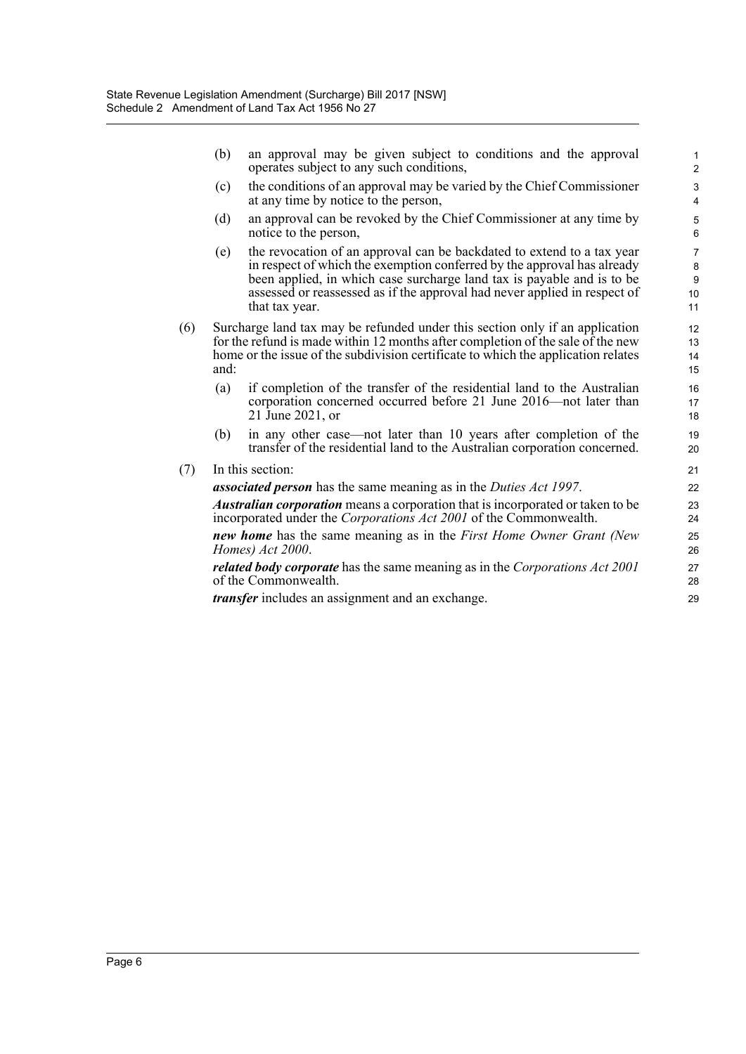(b) an approval may be given subject to conditions and the approval operates subject to any such conditions,

(c) the conditions of an approval may be varied by the Chief Commissioner at any time by notice to the person,

(d) an approval can be revoked by the Chief Commissioner at any time by notice to the person,

(e) the revocation of an approval can be backdated to extend to a tax year in respect of which the exemption conferred by the approval has already been applied, in which case surcharge land tax is payable and is to be assessed or reassessed as if the approval had never applied in respect of that tax year.

(6) Surcharge land tax may be refunded under this section only if an application for the refund is made within 12 months after completion of the sale of the new home or the issue of the subdivision certificate to which the application relates and:

(a) if completion of the transfer of the residential land to the Australian corporation concerned occurred before 21 June 2016—not later than 21 June 2021, or

(b) in any other case—not later than 10 years after completion of the transfer of the residential land to the Australian corporation concerned.

(7) In this section:

***associated person*** has the same meaning as in the *Duties Act 1997*.

***Australian corporation*** means a corporation that is incorporated or taken to be incorporated under the *Corporations Act 2001* of the Commonwealth.

***new home*** has the same meaning as in the *First Home Owner Grant (New Homes) Act 2000*.

***related body corporate*** has the same meaning as in the *Corporations Act 2001* of the Commonwealth.

***transfer*** includes an assignment and an exchange.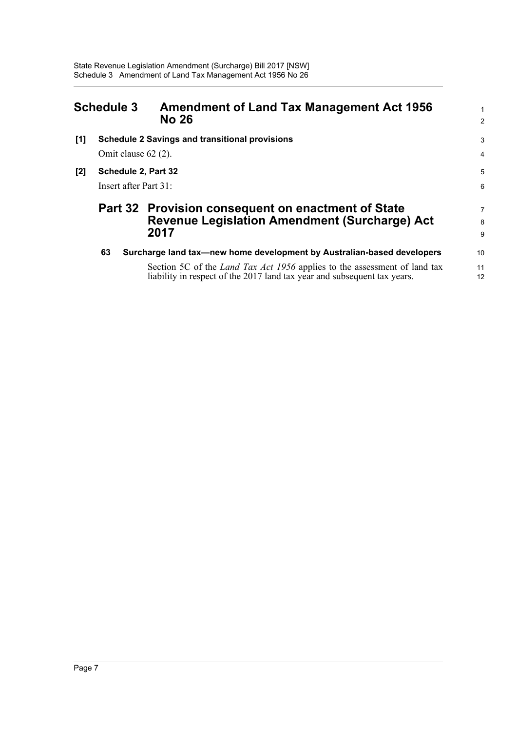## Schedule 3 Amendment of Land Tax Management Act 1956 No 26

**[1] Schedule 2 Savings and transitional provisions**

Omit clause 62 (2).

**[2] Schedule 2, Part 32**

Insert after Part 31:

### Part 32 Provision consequent on enactment of State Revenue Legislation Amendment (Surcharge) Act 2017

**63 Surcharge land tax—new home development by Australian-based developers**

Section 5C of the *Land Tax Act 1956* applies to the assessment of land tax liability in respect of the 2017 land tax year and subsequent tax years.